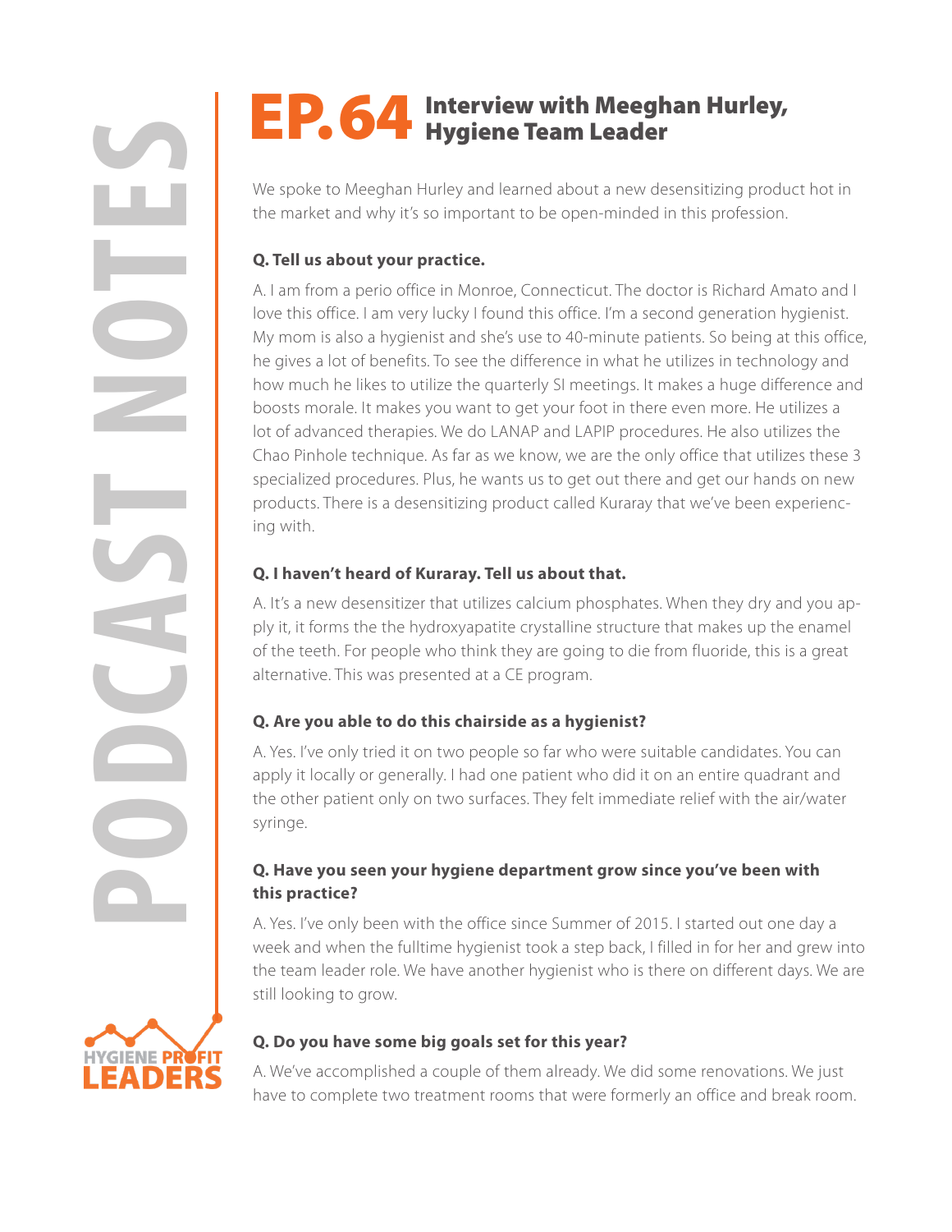# EP.64 Interview with Meeghan Hurley, Hygiene Team Leader

We spoke to Meeghan Hurley and learned about a new desensitizing product hot in the market and why it's so important to be open-minded in this profession.

**Q. Tell us about your practice.**

A. I am from a perio office in Monroe, Connecticut. The doctor is Richard Amato and I love this office. I am very lucky I found this office. I'm a second generation hygienist. My mom is also a hygienist and she's use to 40-minute patients. So being at this office, he gives a lot of benefits. To see the difference in what he utilizes in technology and how much he likes to utilize the quarterly SI meetings. It makes a huge difference and boosts morale. It makes you want to get your foot in there even more. He utilizes a lot of advanced therapies. We do LANAP and LAPIP procedures. He also utilizes the Chao Pinhole technique. As far as we know, we are the only office that utilizes these 3 specialized procedures. Plus, he wants us to get out there and get our hands on new products. There is a desensitizing product called Kuraray that we've been experiencing with.

**Q. I haven't heard of Kuraray. Tell us about that.**

A. It's a new desensitizer that utilizes calcium phosphates. When they dry and you apply it, it forms the the hydroxyapatite crystalline structure that makes up the enamel of the teeth. For people who think they are going to die from fluoride, this is a great alternative. This was presented at a CE program.

**Q. Are you able to do this chairside as a hygienist?**

A. Yes. I've only tried it on two people so far who were suitable candidates. You can apply it locally or generally. I had one patient who did it on an entire quadrant and the other patient only on two surfaces. They felt immediate relief with the air/water syringe.

**Q. Have you seen your hygiene department grow since you've been with this practice?**

A. Yes. I've only been with the office since Summer of 2015. I started out one day a week and when the fulltime hygienist took a step back, I filled in for her and grew into the team leader role. We have another hygienist who is there on different days. We are still looking to grow.

**Q. Do you have some big goals set for this year?**

A. We've accomplished a couple of them already. We did some renovations. We just have to complete two treatment rooms that were formerly an office and break room.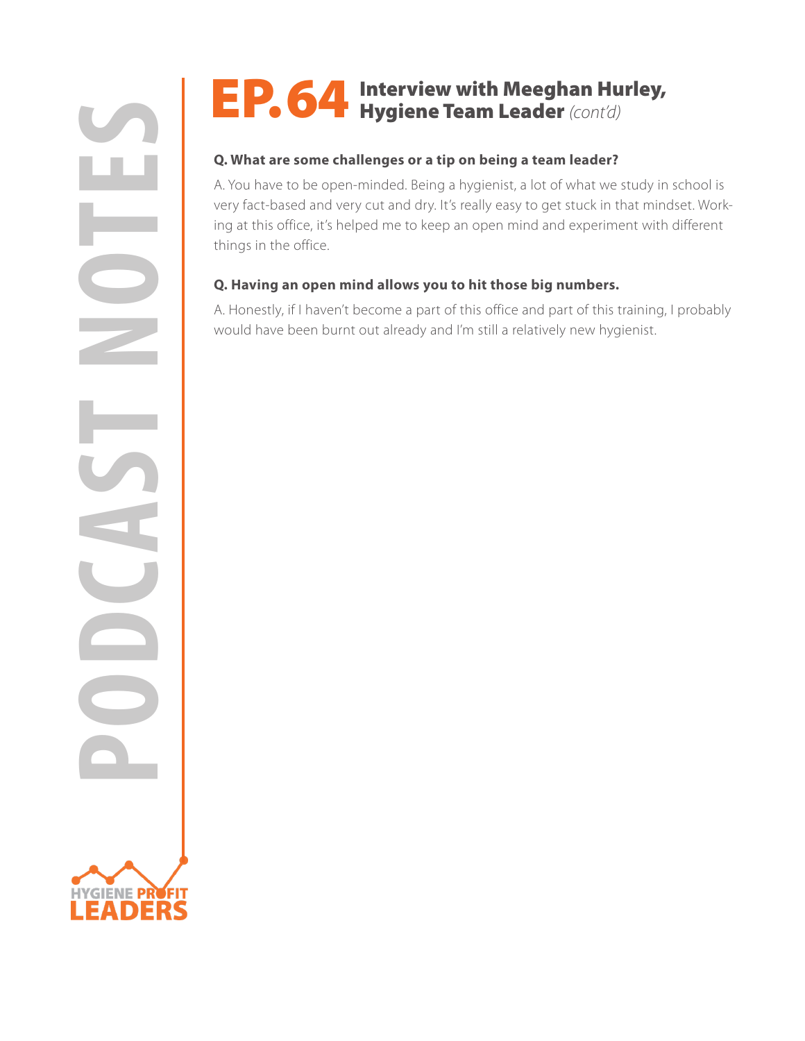# EP.64 Interview with Meeghan Hurley, Hygiene Team Leader *(cont'd)*

**Q. What are some challenges or a tip on being a team leader?**

A. You have to be open-minded. Being a hygienist, a lot of what we study in school is very fact-based and very cut and dry. It's really easy to get stuck in that mindset. Working at this office, it's helped me to keep an open mind and experiment with different things in the office.

**Q. Having an open mind allows you to hit those big numbers.**

A. Honestly, if I haven't become a part of this office and part of this training, I probably would have been burnt out already and I'm still a relatively new hygienist.